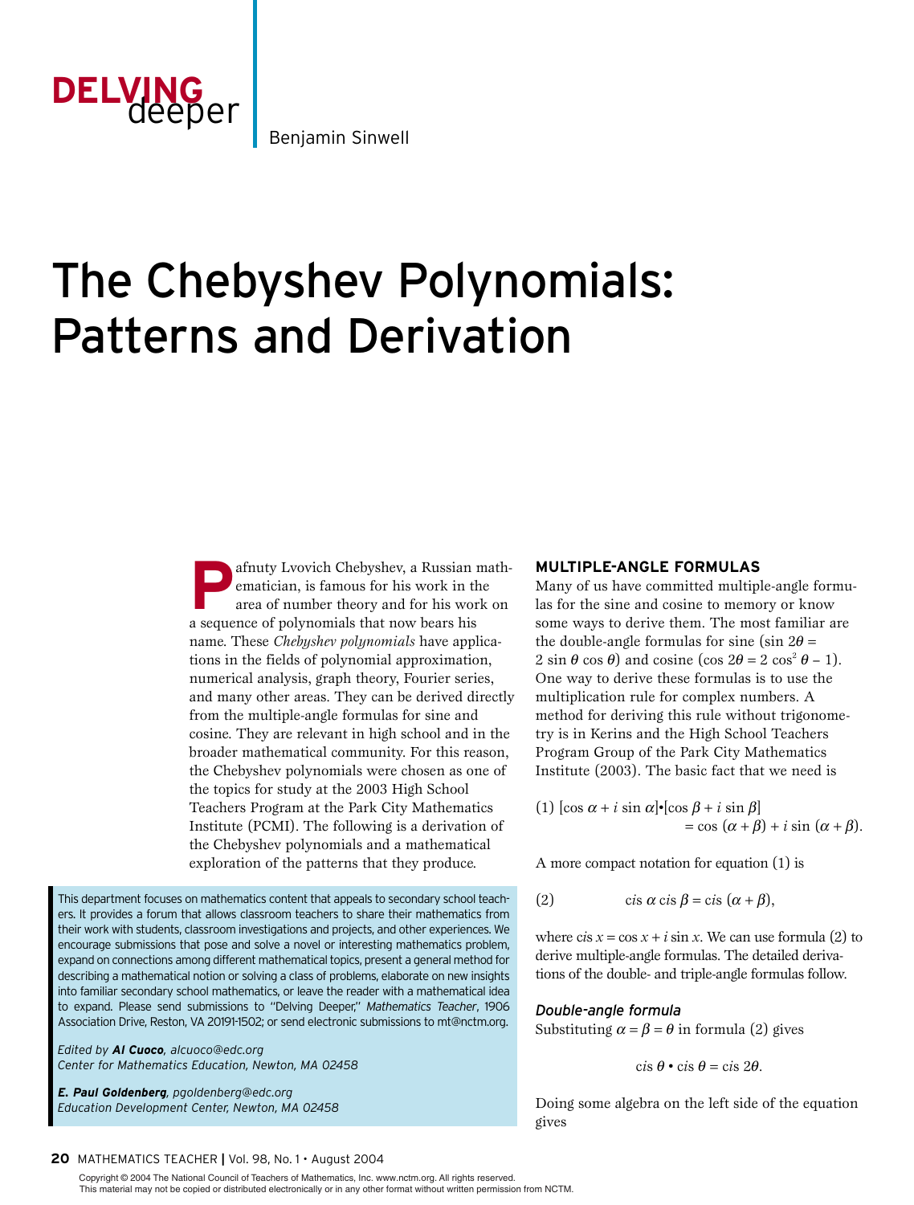DELVING deeper

Benjamin Sinwell

# The Chebyshev Polynomials: Patterns and Derivation

Pafnuty Lvovich Chebyshev, a Russian mathematician, is famous for his work in the area of number theory and for his work on a sequence of polynomials that now bears his name. These *Chebyshev polynomials* have applications in the fields of polynomial approximation, numerical analysis, graph theory, Fourier series, and many other areas. They can be derived directly from the multiple-angle formulas for sine and cosine. They are relevant in high school and in the broader mathematical community. For this reason, the Chebyshev polynomials were chosen as one of the topics for study at the 2003 High School Teachers Program at the Park City Mathematics Institute (PCMI). The following is a derivation of the Chebyshev polynomials and a mathematical exploration of the patterns that they produce.

This department focuses on mathematics content that appeals to secondary school teachers. It provides a forum that allows classroom teachers to share their mathematics from their work with students, classroom investigations and projects, and other experiences. We encourage submissions that pose and solve a novel or interesting mathematics problem, expand on connections among different mathematical topics, present a general method for describing a mathematical notion or solving a class of problems, elaborate on new insights into familiar secondary school mathematics, or leave the reader with a mathematical idea to expand. Please send submissions to "Delving Deeper," *Mathematics Teacher*, 1906 Association Drive, Reston, VA 20191-1502; or send electronic submissions to mt@nctm.org.

*Edited by* ***Al Cuoco****, alcuoco@edc.org*
*Center for Mathematics Education, Newton, MA 02458*

***E. Paul Goldenberg****, pgoldenberg@edc.org*
*Education Development Center, Newton, MA 02458*

## MULTIPLE-ANGLE FORMULAS

Many of us have committed multiple-angle formulas for the sine and cosine to memory or know some ways to derive them. The most familiar are the double-angle formulas for sine ($\sin 2\theta = 2 \sin \theta \cos \theta$) and cosine ($\cos 2\theta = 2 \cos^2 \theta - 1$). One way to derive these formulas is to use the multiplication rule for complex numbers. A method for deriving this rule without trigonometry is in Kerins and the High School Teachers Program Group of the Park City Mathematics Institute (2003). The basic fact that we need is

$$(1)\quad [\cos \alpha + i \sin \alpha]\bullet[\cos \beta + i \sin \beta] = \cos(\alpha + \beta) + i \sin(\alpha + \beta).$$

A more compact notation for equation (1) is

$$(2)\quad \text{cis}\,\alpha\,\text{cis}\,\beta = \text{cis}\,(\alpha + \beta),$$

where $\text{cis}\,x = \cos x + i \sin x$. We can use formula (2) to derive multiple-angle formulas. The detailed derivations of the double- and triple-angle formulas follow.

### *Double-angle formula*

Substituting $\alpha = \beta = \theta$ in formula (2) gives

$$\text{cis}\,\theta \bullet \text{cis}\,\theta = \text{cis}\,2\theta.$$

Doing some algebra on the left side of the equation gives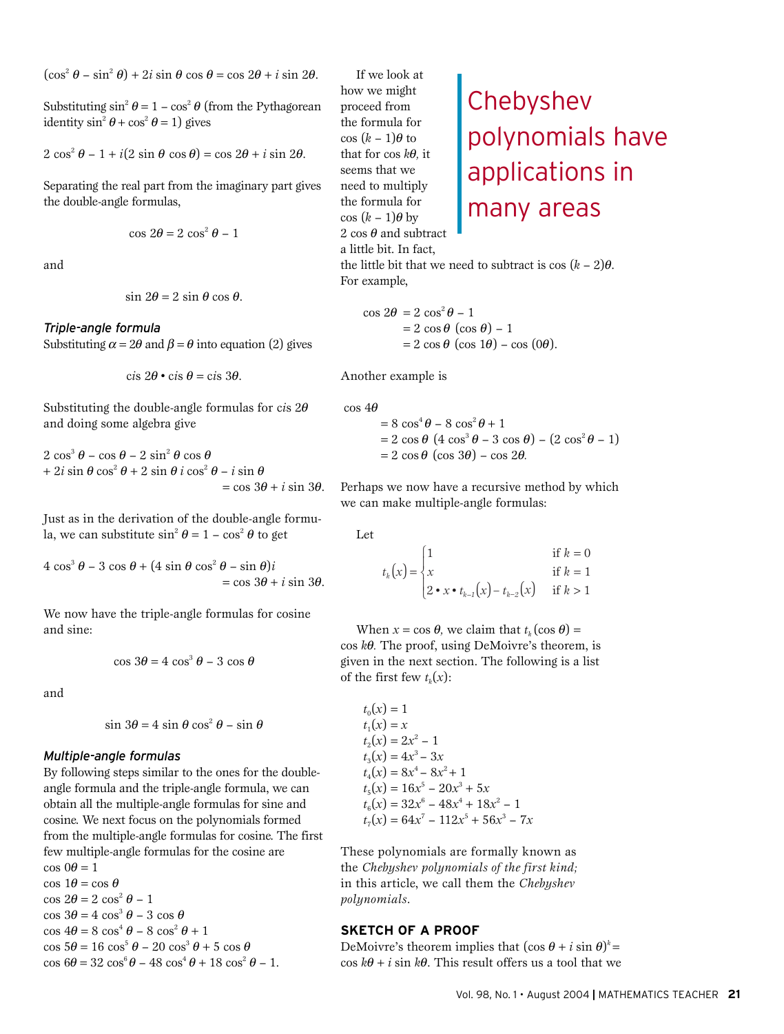$$(\cos^2 \theta - \sin^2 \theta) + 2i \sin \theta \cos \theta = \cos 2\theta + i \sin 2\theta.$$

Substituting $\sin^2 \theta = 1 - \cos^2 \theta$ (from the Pythagorean identity $\sin^2 \theta + \cos^2 \theta = 1$) gives

$$2 \cos^2 \theta - 1 + i(2 \sin \theta \cos \theta) = \cos 2\theta + i \sin 2\theta.$$

Separating the real part from the imaginary part gives the double-angle formulas,

$$\cos 2\theta = 2 \cos^2 \theta - 1$$

and

$$\sin 2\theta = 2 \sin \theta \cos \theta.$$

### *Triple-angle formula*

Substituting $\alpha = 2\theta$ and $\beta = \theta$ into equation (2) gives

$$cis\ 2\theta \bullet cis\ \theta = cis\ 3\theta.$$

Substituting the double-angle formulas for $cis\ 2\theta$ and doing some algebra give

$$\begin{aligned}&2 \cos^3 \theta - \cos \theta - 2 \sin^2 \theta \cos \theta \\ &+ 2i \sin \theta \cos^2 \theta + 2 \sin \theta\, i \cos^2 \theta - i \sin \theta \\ &= \cos 3\theta + i \sin 3\theta.\end{aligned}$$

Just as in the derivation of the double-angle formula, we can substitute $\sin^2 \theta = 1 - \cos^2 \theta$ to get

$$\begin{aligned}&4 \cos^3 \theta - 3 \cos \theta + (4 \sin \theta \cos^2 \theta - \sin \theta)i \\ &= \cos 3\theta + i \sin 3\theta.\end{aligned}$$

We now have the triple-angle formulas for cosine and sine:

$$\cos 3\theta = 4 \cos^3 \theta - 3 \cos \theta$$

and

$$\sin 3\theta = 4 \sin \theta \cos^2 \theta - \sin \theta$$

### *Multiple-angle formulas*

By following steps similar to the ones for the double-angle formula and the triple-angle formula, we can obtain all the multiple-angle formulas for sine and cosine. We next focus on the polynomials formed from the multiple-angle formulas for cosine. The first few multiple-angle formulas for the cosine are

$\cos 0\theta = 1$
$\cos 1\theta = \cos \theta$
$\cos 2\theta = 2 \cos^2 \theta - 1$
$\cos 3\theta = 4 \cos^3 \theta - 3 \cos \theta$
$\cos 4\theta = 8 \cos^4 \theta - 8 \cos^2 \theta + 1$
$\cos 5\theta = 16 \cos^5 \theta - 20 \cos^3 \theta + 5 \cos \theta$
$\cos 6\theta = 32 \cos^6 \theta - 48 \cos^4 \theta + 18 \cos^2 \theta - 1.$

If we look at how we might proceed from the formula for $\cos (k - 1)\theta$ to that for $\cos k\theta$, it seems that we need to multiply the formula for $\cos (k - 1)\theta$ by $2 \cos \theta$ and subtract a little bit. In fact, the little bit that we need to subtract is $\cos (k - 2)\theta$. For example,

Chebyshev polynomials have applications in many areas

$$\begin{aligned}\cos 2\theta &= 2 \cos^2 \theta - 1 \\ &= 2 \cos \theta\ (\cos \theta) - 1 \\ &= 2 \cos \theta\ (\cos 1\theta) - \cos (0\theta).\end{aligned}$$

Another example is

$$\begin{aligned}&\cos 4\theta \\ &= 8 \cos^4 \theta - 8 \cos^2 \theta + 1 \\ &= 2 \cos \theta\ (4 \cos^3 \theta - 3 \cos \theta) - (2 \cos^2 \theta - 1) \\ &= 2 \cos \theta\ (\cos 3\theta) - \cos 2\theta.\end{aligned}$$

Perhaps we now have a recursive method by which we can make multiple-angle formulas:

Let

$$t_k(x) = \begin{cases} 1 & \text{if } k = 0 \\ x & \text{if } k = 1 \\ 2 \bullet x \bullet t_{k-1}(x) - t_{k-2}(x) & \text{if } k > 1 \end{cases}$$

When $x = \cos \theta$, we claim that $t_k(\cos \theta) = \cos k\theta$. The proof, using DeMoivre's theorem, is given in the next section. The following is a list of the first few $t_k(x)$:

$t_0(x) = 1$
$t_1(x) = x$
$t_2(x) = 2x^2 - 1$
$t_3(x) = 4x^3 - 3x$
$t_4(x) = 8x^4 - 8x^2 + 1$
$t_5(x) = 16x^5 - 20x^3 + 5x$
$t_6(x) = 32x^6 - 48x^4 + 18x^2 - 1$
$t_7(x) = 64x^7 - 112x^5 + 56x^3 - 7x$

These polynomials are formally known as the *Chebyshev polynomials of the first kind;* in this article, we call them the *Chebyshev polynomials*.

## SKETCH OF A PROOF

DeMoivre's theorem implies that $(\cos \theta + i \sin \theta)^k = \cos k\theta + i \sin k\theta$. This result offers us a tool that we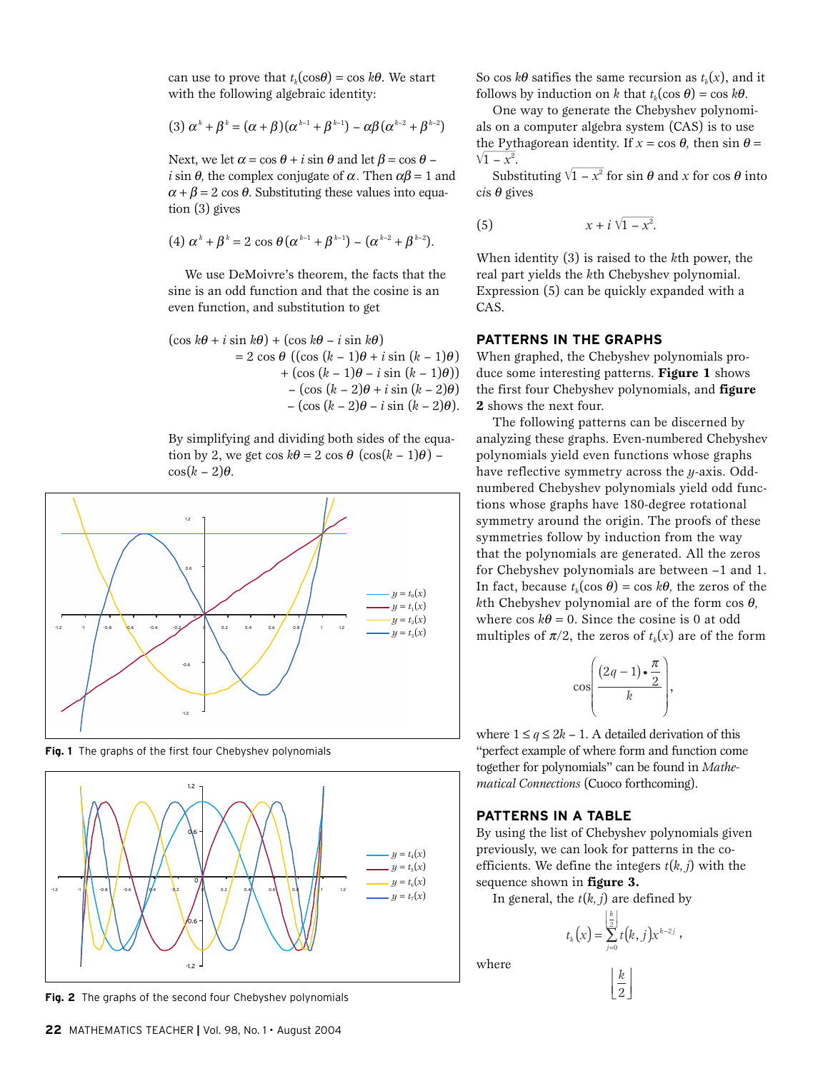can use to prove that $t_k(\cos\theta) = \cos k\theta$. We start with the following algebraic identity:

$$(3)\ \alpha^k + \beta^k = (\alpha + \beta)(\alpha^{k-1} + \beta^{k-1}) - \alpha\beta(\alpha^{k-2} + \beta^{k-2})$$

Next, we let $\alpha = \cos\theta + i\sin\theta$ and let $\beta = \cos\theta - i\sin\theta$, the complex conjugate of $\alpha$. Then $\alpha\beta = 1$ and $\alpha + \beta = 2\cos\theta$. Substituting these values into equation (3) gives

$$(4)\ \alpha^k + \beta^k = 2\cos\theta(\alpha^{k-1} + \beta^{k-1}) - (\alpha^{k-2} + \beta^{k-2}).$$

We use DeMoivre's theorem, the facts that the sine is an odd function and that the cosine is an even function, and substitution to get

$$\begin{aligned}(\cos k\theta + i\sin k\theta) + (\cos k\theta - i\sin k\theta) &= 2\cos\theta\,((\cos(k-1)\theta + i\sin(k-1)\theta)\\ &\quad + (\cos(k-1)\theta - i\sin(k-1)\theta))\\ &\quad - (\cos(k-2)\theta + i\sin(k-2)\theta)\\ &\quad - (\cos(k-2)\theta - i\sin(k-2)\theta).\end{aligned}$$

By simplifying and dividing both sides of the equation by 2, we get $\cos k\theta = 2\cos\theta\ (\cos(k-1)\theta) - \cos(k-2)\theta$.

Fig. 1 The graphs of the first four Chebyshev polynomials

Fig. 2 The graphs of the second four Chebyshev polynomials

So $\cos k\theta$ satisfies the same recursion as $t_k(x)$, and it follows by induction on $k$ that $t_k(\cos\theta) = \cos k\theta$.

One way to generate the Chebyshev polynomials on a computer algebra system (CAS) is to use the Pythagorean identity. If $x = \cos\theta$, then $\sin\theta = \sqrt{1-x^2}$.

Substituting $\sqrt{1-x^2}$ for $\sin\theta$ and $x$ for $\cos\theta$ into *cis* $\theta$ gives

$$(5)\qquad x + i\sqrt{1-x^2}.$$

When identity (3) is raised to the $k$th power, the real part yields the $k$th Chebyshev polynomial. Expression (5) can be quickly expanded with a CAS.

## PATTERNS IN THE GRAPHS

When graphed, the Chebyshev polynomials produce some interesting patterns. **Figure 1** shows the first four Chebyshev polynomials, and **figure 2** shows the next four.

The following patterns can be discerned by analyzing these graphs. Even-numbered Chebyshev polynomials yield even functions whose graphs have reflective symmetry across the $y$-axis. Odd-numbered Chebyshev polynomials yield odd functions whose graphs have 180-degree rotational symmetry around the origin. The proofs of these symmetries follow by induction from the way that the polynomials are generated. All the zeros for Chebyshev polynomials are between $-1$ and 1. In fact, because $t_k(\cos\theta) = \cos k\theta$, the zeros of the $k$th Chebyshev polynomial are of the form $\cos\theta$, where $\cos k\theta = 0$. Since the cosine is 0 at odd multiples of $\pi/2$, the zeros of $t_k(x)$ are of the form

$$\cos\left(\frac{(2q-1)\bullet\frac{\pi}{2}}{k}\right),$$

where $1 \le q \le 2k - 1$. A detailed derivation of this "perfect example of where form and function come together for polynomials" can be found in *Mathematical Connections* (Cuoco forthcoming).

## PATTERNS IN A TABLE

By using the list of Chebyshev polynomials given previously, we can look for patterns in the coefficients. We define the integers $t(k, j)$ with the sequence shown in **figure 3.**

In general, the $t(k, j)$ are defined by

$$t_k(x) = \sum_{j=0}^{\left\lfloor \frac{k}{2} \right\rfloor} t(k,j)x^{k-2j},$$

where

$$\left\lfloor \frac{k}{2} \right\rfloor$$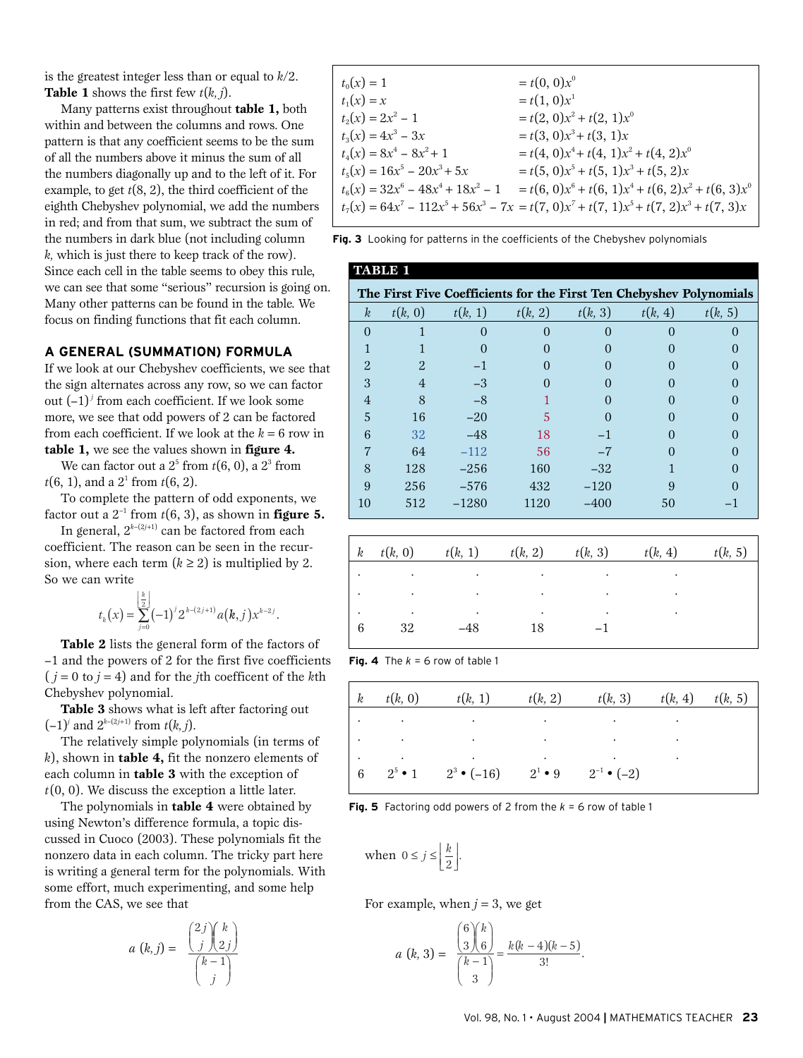is the greatest integer less than or equal to $k/2$. **Table 1** shows the first few $t(k, j)$.

Many patterns exist throughout **table 1,** both within and between the columns and rows. One pattern is that any coefficient seems to be the sum of all the numbers above it minus the sum of all the numbers diagonally up and to the left of it. For example, to get $t(8, 2)$, the third coefficient of the eighth Chebyshev polynomial, we add the numbers in red; and from that sum, we subtract the sum of the numbers in dark blue (not including column $k$, which is just there to keep track of the row). Since each cell in the table seems to obey this rule, we can see that some "serious" recursion is going on. Many other patterns can be found in the table. We focus on finding functions that fit each column.

## A GENERAL (SUMMATION) FORMULA

If we look at our Chebyshev coefficients, we see that the sign alternates across any row, so we can factor out $(-1)^j$ from each coefficient. If we look some more, we see that odd powers of 2 can be factored from each coefficient. If we look at the $k = 6$ row in **table 1,** we see the values shown in **figure 4.**

We can factor out a $2^5$ from $t(6, 0)$, a $2^3$ from $t(6, 1)$, and a $2^1$ from $t(6, 2)$.

To complete the pattern of odd exponents, we factor out a $2^{-1}$ from $t(6, 3)$, as shown in **figure 5.**

In general, $2^{k-(2j+1)}$ can be factored from each coefficient. The reason can be seen in the recursion, where each term ($k \geq 2$) is multiplied by 2. So we can write

$$t_k(x) = \sum_{j=0}^{\left\lfloor \frac{k}{2} \right\rfloor} (-1)^j 2^{k-(2j+1)} a(k, j) x^{k-2j}.$$

**Table 2** lists the general form of the factors of $-1$ and the powers of 2 for the first five coefficients ($j = 0$ to $j = 4$) and for the $j$th coefficent of the $k$th Chebyshev polynomial.

**Table 3** shows what is left after factoring out $(-1)^j$ and $2^{k-(2j+1)}$ from $t(k, j)$.

The relatively simple polynomials (in terms of $k$), shown in **table 4,** fit the nonzero elements of each column in **table 3** with the exception of $t(0, 0)$. We discuss the exception a little later.

The polynomials in **table 4** were obtained by using Newton's difference formula, a topic discussed in Cuoco (2003). These polynomials fit the nonzero data in each column. The tricky part here is writing a general term for the polynomials. With some effort, much experimenting, and some help from the CAS, we see that

$$a\,(k, j) = \frac{\binom{2j}{j}\binom{k}{2j}}{\binom{k-1}{j}}$$

when $0 \leq j \leq \left\lfloor \frac{k}{2} \right\rfloor$.

For example, when $j = 3$, we get

$$a\,(k, 3) = \frac{\binom{6}{3}\binom{k}{6}}{\binom{k-1}{3}} = \frac{k(k-4)(k-5)}{3!}.$$

$$
\begin{aligned}
t_0(x) &= 1 &&= t(0, 0)x^0 \\
t_1(x) &= x &&= t(1, 0)x^1 \\
t_2(x) &= 2x^2 - 1 &&= t(2, 0)x^2 + t(2, 1)x^0 \\
t_3(x) &= 4x^3 - 3x &&= t(3, 0)x^3 + t(3, 1)x \\
t_4(x) &= 8x^4 - 8x^2 + 1 &&= t(4, 0)x^4 + t(4, 1)x^2 + t(4, 2)x^0 \\
t_5(x) &= 16x^5 - 20x^3 + 5x &&= t(5, 0)x^5 + t(5, 1)x^3 + t(5, 2)x \\
t_6(x) &= 32x^6 - 48x^4 + 18x^2 - 1 &&= t(6, 0)x^6 + t(6, 1)x^4 + t(6, 2)x^2 + t(6, 3)x^0 \\
t_7(x) &= 64x^7 - 112x^5 + 56x^3 - 7x &&= t(7, 0)x^7 + t(7, 1)x^5 + t(7, 2)x^3 + t(7, 3)x
\end{aligned}
$$

**Fig. 3** Looking for patterns in the coefficients of the Chebyshev polynomials

**TABLE 1**

**The First Five Coefficients for the First Ten Chebyshev Polynomials**

| $k$ | $t(k, 0)$ | $t(k, 1)$ | $t(k, 2)$ | $t(k, 3)$ | $t(k, 4)$ | $t(k, 5)$ |
|---|---|---|---|---|---|---|
| 0 | 1 | 0 | 0 | 0 | 0 | 0 |
| 1 | 1 | 0 | 0 | 0 | 0 | 0 |
| 2 | 2 | −1 | 0 | 0 | 0 | 0 |
| 3 | 4 | −3 | 0 | 0 | 0 | 0 |
| 4 | 8 | −8 | 1 | 0 | 0 | 0 |
| 5 | 16 | −20 | 5 | 0 | 0 | 0 |
| 6 | 32 | −48 | 18 | −1 | 0 | 0 |
| 7 | 64 | −112 | 56 | −7 | 0 | 0 |
| 8 | 128 | −256 | 160 | −32 | 1 | 0 |
| 9 | 256 | −576 | 432 | −120 | 9 | 0 |
| 10 | 512 | −1280 | 1120 | −400 | 50 | −1 |

| $k$ | $t(k, 0)$ | $t(k, 1)$ | $t(k, 2)$ | $t(k, 3)$ | $t(k, 4)$ | $t(k, 5)$ |
|---|---|---|---|---|---|---|
| . | . | . | . | . | . | |
| . | . | . | . | . | . | |
| . | . | . | . | . | . | |
| 6 | 32 | −48 | 18 | −1 | | |

**Fig. 4** The $k = 6$ row of table 1

| $k$ | $t(k, 0)$ | $t(k, 1)$ | $t(k, 2)$ | $t(k, 3)$ | $t(k, 4)$ | $t(k, 5)$ |
|---|---|---|---|---|---|---|
| . | . | . | . | . | . | |
| . | . | . | . | . | . | |
| . | . | . | . | . | . | |
| 6 | $2^5 \bullet 1$ | $2^3 \bullet (-16)$ | $2^1 \bullet 9$ | $2^{-1} \bullet (-2)$ | | |

**Fig. 5** Factoring odd powers of 2 from the $k = 6$ row of table 1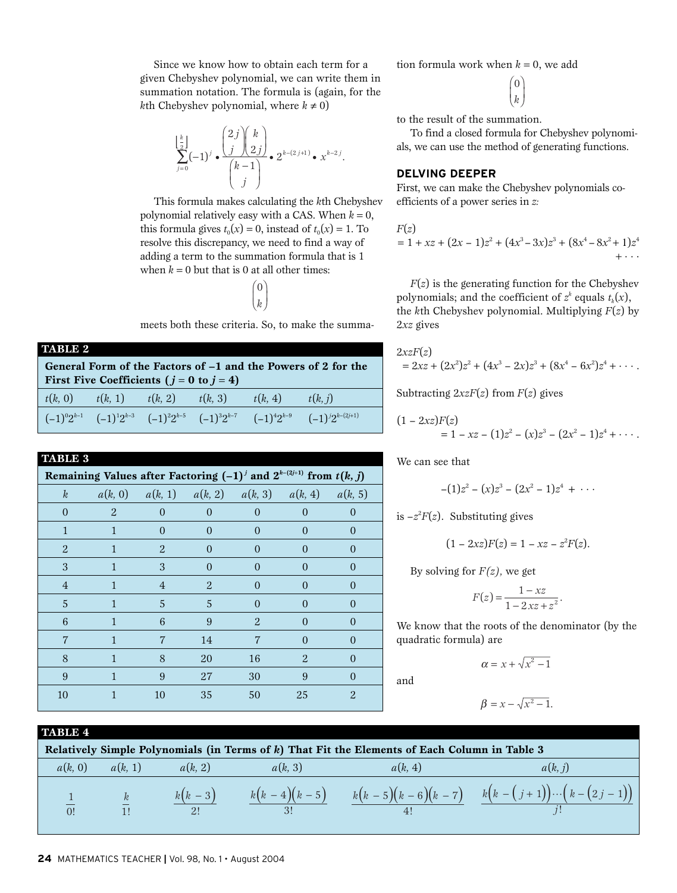Since we know how to obtain each term for a given Chebyshev polynomial, we can write them in summation notation. The formula is (again, for the $k$th Chebyshev polynomial, where $k \neq 0$)

$$\sum_{j=0}^{\left\lfloor \frac{k}{2} \right\rfloor} (-1)^j \bullet \frac{\binom{2j}{j}\binom{k}{2j}}{\binom{k-1}{j}} \bullet 2^{k-(2j+1)} \bullet x^{k-2j}.$$

This formula makes calculating the $k$th Chebyshev polynomial relatively easy with a CAS. When $k = 0$, this formula gives $t_0(x) = 0$, instead of $t_0(x) = 1$. To resolve this discrepancy, we need to find a way of adding a term to the summation formula that is 1 when $k = 0$ but that is 0 at all other times:

$$\binom{0}{k}$$

meets both these criteria. So, to make the summation formula work when $k = 0$, we add

$$\binom{0}{k}$$

to the result of the summation.

To find a closed formula for Chebyshev polynomials, we can use the method of generating functions.

**TABLE 2**

**General Form of the Factors of –1 and the Powers of 2 for the First Five Coefficients ($j = 0$ to $j = 4$)**

| $t(k, 0)$ | $t(k, 1)$ | $t(k, 2)$ | $t(k, 3)$ | $t(k, 4)$ | $t(k, j)$ |
|---|---|---|---|---|---|
| $(-1)^0 2^{k-1}$ | $(-1)^1 2^{k-3}$ | $(-1)^2 2^{k-5}$ | $(-1)^3 2^{k-7}$ | $(-1)^4 2^{k-9}$ | $(-1)^j 2^{k-(2j+1)}$ |

**TABLE 3**

**Remaining Values after Factoring $(-1)^j$ and $2^{k-(2j+1)}$ from $t(k, j)$**

| $k$ | $a(k, 0)$ | $a(k, 1)$ | $a(k, 2)$ | $a(k, 3)$ | $a(k, 4)$ | $a(k, 5)$ |
|---|---|---|---|---|---|---|
| 0 | 2 | 0 | 0 | 0 | 0 | 0 |
| 1 | 1 | 0 | 0 | 0 | 0 | 0 |
| 2 | 1 | 2 | 0 | 0 | 0 | 0 |
| 3 | 1 | 3 | 0 | 0 | 0 | 0 |
| 4 | 1 | 4 | 2 | 0 | 0 | 0 |
| 5 | 1 | 5 | 5 | 0 | 0 | 0 |
| 6 | 1 | 6 | 9 | 2 | 0 | 0 |
| 7 | 1 | 7 | 14 | 7 | 0 | 0 |
| 8 | 1 | 8 | 20 | 16 | 2 | 0 |
| 9 | 1 | 9 | 27 | 30 | 9 | 0 |
| 10 | 1 | 10 | 35 | 50 | 25 | 2 |

## DELVING DEEPER

First, we can make the Chebyshev polynomials coefficients of a power series in $z$:

$$F(z) = 1 + xz + (2x - 1)z^2 + (4x^3 - 3x)z^3 + (8x^4 - 8x^2 + 1)z^4 + \cdots$$

$F(z)$ is the generating function for the Chebyshev polynomials; and the coefficient of $z^k$ equals $t_k(x)$, the $k$th Chebyshev polynomial. Multiplying $F(z)$ by $2xz$ gives

$$2xzF(z) = 2xz + (2x^2)z^2 + (4x^3 - 2x)z^3 + (8x^4 - 6x^2)z^4 + \cdots.$$

Subtracting $2xzF(z)$ from $F(z)$ gives

$$(1 - 2xz)F(z) = 1 - xz - (1)z^2 - (x)z^3 - (2x^2 - 1)z^4 + \cdots.$$

We can see that

$$-(1)z^2 - (x)z^3 - (2x^2 - 1)z^4 + \cdots$$

is $-z^2F(z)$. Substituting gives

$$(1 - 2xz)F(z) = 1 - xz - z^2F(z).$$

By solving for $F(z)$, we get

$$F(z) = \frac{1 - xz}{1 - 2xz + z^2}.$$

We know that the roots of the denominator (by the quadratic formula) are

$$\alpha = x + \sqrt{x^2 - 1}$$

and

$$\beta = x - \sqrt{x^2 - 1}.$$

**TABLE 4**

**Relatively Simple Polynomials (in Terms of $k$) That Fit the Elements of Each Column in Table 3**

| $a(k, 0)$ | $a(k, 1)$ | $a(k, 2)$ | $a(k, 3)$ | $a(k, 4)$ | $a(k, j)$ |
|---|---|---|---|---|---|
| $\frac{1}{0!}$ | $\frac{k}{1!}$ | $\frac{k(k-3)}{2!}$ | $\frac{k(k-4)(k-5)}{3!}$ | $\frac{k(k-5)(k-6)(k-7)}{4!}$ | $\frac{k(k-(j+1))\cdots(k-(2j-1))}{j!}$ |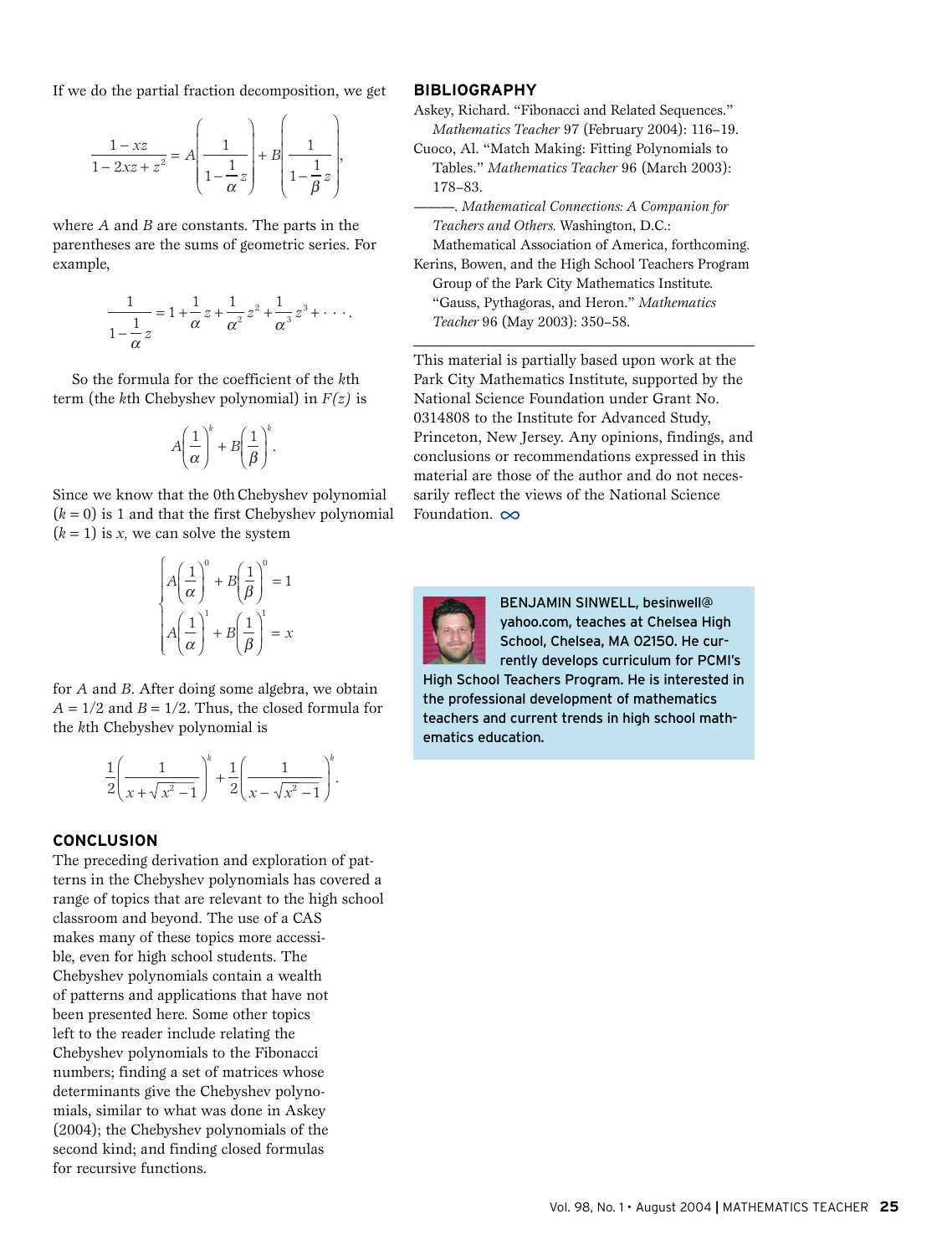If we do the partial fraction decomposition, we get

$$\frac{1-xz}{1-2xz+z^2} = A\left(\frac{1}{1-\dfrac{1}{\alpha}z}\right) + B\left(\frac{1}{1-\dfrac{1}{\beta}z}\right),$$

where $A$ and $B$ are constants. The parts in the parentheses are the sums of geometric series. For example,

$$\frac{1}{1-\dfrac{1}{\alpha}z} = 1 + \frac{1}{\alpha}z + \frac{1}{\alpha^2}z^2 + \frac{1}{\alpha^3}z^3 + \cdots.$$

So the formula for the coefficient of the $k$th term (the $k$th Chebyshev polynomial) in $F(z)$ is

$$A\left(\frac{1}{\alpha}\right)^k + B\left(\frac{1}{\beta}\right)^k.$$

Since we know that the 0th Chebyshev polynomial ($k = 0$) is 1 and that the first Chebyshev polynomial ($k = 1$) is $x$, we can solve the system

$$\begin{cases} A\left(\dfrac{1}{\alpha}\right)^0 + B\left(\dfrac{1}{\beta}\right)^0 = 1 \\ A\left(\dfrac{1}{\alpha}\right)^1 + B\left(\dfrac{1}{\beta}\right)^1 = x \end{cases}$$

for $A$ and $B$. After doing some algebra, we obtain $A = 1/2$ and $B = 1/2$. Thus, the closed formula for the $k$th Chebyshev polynomial is

$$\frac{1}{2}\left(\frac{1}{x+\sqrt{x^2-1}}\right)^k + \frac{1}{2}\left(\frac{1}{x-\sqrt{x^2-1}}\right)^k.$$

## CONCLUSION

The preceding derivation and exploration of patterns in the Chebyshev polynomials has covered a range of topics that are relevant to the high school classroom and beyond. The use of a CAS makes many of these topics more accessible, even for high school students. The Chebyshev polynomials contain a wealth of patterns and applications that have not been presented here. Some other topics left to the reader include relating the Chebyshev polynomials to the Fibonacci numbers; finding a set of matrices whose determinants give the Chebyshev polynomials, similar to what was done in Askey (2004); the Chebyshev polynomials of the second kind; and finding closed formulas for recursive functions.

## BIBLIOGRAPHY

Askey, Richard. "Fibonacci and Related Sequences." *Mathematics Teacher* 97 (February 2004): 116–19.

Cuoco, Al. "Match Making: Fitting Polynomials to Tables." *Mathematics Teacher* 96 (March 2003): 178–83.

———. *Mathematical Connections: A Companion for Teachers and Others.* Washington, D.C.: Mathematical Association of America, forthcoming.

Kerins, Bowen, and the High School Teachers Program Group of the Park City Mathematics Institute. "Gauss, Pythagoras, and Heron." *Mathematics Teacher* 96 (May 2003): 350–58.

---

This material is partially based upon work at the Park City Mathematics Institute, supported by the National Science Foundation under Grant No. 0314808 to the Institute for Advanced Study, Princeton, New Jersey. Any opinions, findings, and conclusions or recommendations expressed in this material are those of the author and do not necessarily reflect the views of the National Science Foundation. ∞

BENJAMIN SINWELL, besinwell@yahoo.com, teaches at Chelsea High School, Chelsea, MA 02150. He currently develops curriculum for PCMI's High School Teachers Program. He is interested in the professional development of mathematics teachers and current trends in high school mathematics education.